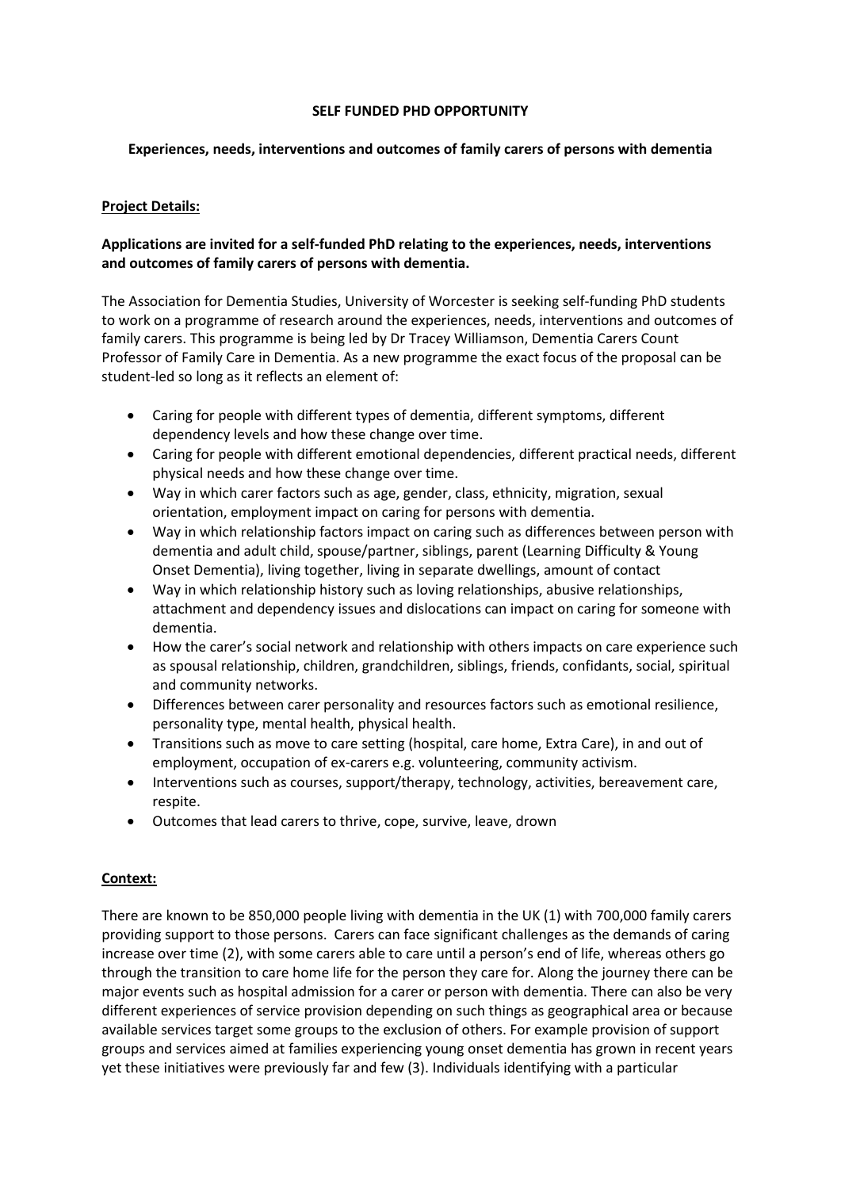**SELF FUNDED PHD OPPORTUNITY**

**Experiences, needs, interventions and outcomes of family carers of persons with dementia**

**Project Details:**

**Applications are invited for a self-funded PhD relating to the experiences, needs, interventions and outcomes of family carers of persons with dementia.**

The Association for Dementia Studies, University of Worcester is seeking self-funding PhD students to work on a programme of research around the experiences, needs, interventions and outcomes of family carers. This programme is being led by Dr Tracey Williamson, Dementia Carers Count Professor of Family Care in Dementia. As a new programme the exact focus of the proposal can be student-led so long as it reflects an element of:

- Caring for people with different types of dementia, different symptoms, different dependency levels and how these change over time.
- Caring for people with different emotional dependencies, different practical needs, different physical needs and how these change over time.
- Way in which carer factors such as age, gender, class, ethnicity, migration, sexual orientation, employment impact on caring for persons with dementia.
- Way in which relationship factors impact on caring such as differences between person with dementia and adult child, spouse/partner, siblings, parent (Learning Difficulty & Young Onset Dementia), living together, living in separate dwellings, amount of contact
- Way in which relationship history such as loving relationships, abusive relationships, attachment and dependency issues and dislocations can impact on caring for someone with dementia.
- How the carer's social network and relationship with others impacts on care experience such as spousal relationship, children, grandchildren, siblings, friends, confidants, social, spiritual and community networks.
- Differences between carer personality and resources factors such as emotional resilience, personality type, mental health, physical health.
- Transitions such as move to care setting (hospital, care home, Extra Care), in and out of employment, occupation of ex-carers e.g. volunteering, community activism.
- Interventions such as courses, support/therapy, technology, activities, bereavement care, respite.
- Outcomes that lead carers to thrive, cope, survive, leave, drown

**Context:**

There are known to be 850,000 people living with dementia in the UK (1) with 700,000 family carers providing support to those persons. Carers can face significant challenges as the demands of caring increase over time (2), with some carers able to care until a person's end of life, whereas others go through the transition to care home life for the person they care for. Along the journey there can be major events such as hospital admission for a carer or person with dementia. There can also be very different experiences of service provision depending on such things as geographical area or because available services target some groups to the exclusion of others. For example provision of support groups and services aimed at families experiencing young onset dementia has grown in recent years yet these initiatives were previously far and few (3). Individuals identifying with a particular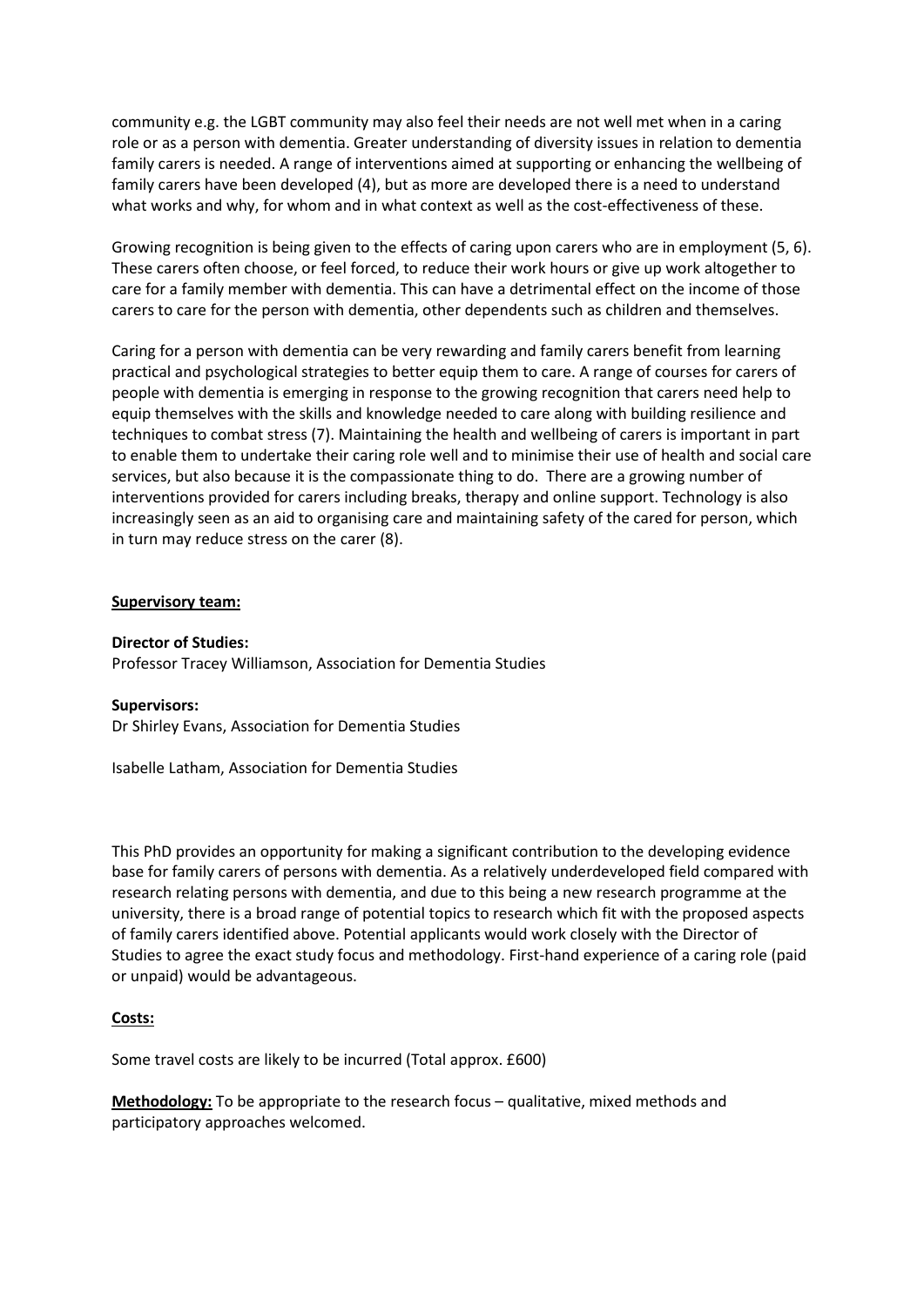community e.g. the LGBT community may also feel their needs are not well met when in a caring role or as a person with dementia. Greater understanding of diversity issues in relation to dementia family carers is needed. A range of interventions aimed at supporting or enhancing the wellbeing of family carers have been developed (4), but as more are developed there is a need to understand what works and why, for whom and in what context as well as the cost-effectiveness of these.

Growing recognition is being given to the effects of caring upon carers who are in employment (5, 6). These carers often choose, or feel forced, to reduce their work hours or give up work altogether to care for a family member with dementia. This can have a detrimental effect on the income of those carers to care for the person with dementia, other dependents such as children and themselves.

Caring for a person with dementia can be very rewarding and family carers benefit from learning practical and psychological strategies to better equip them to care. A range of courses for carers of people with dementia is emerging in response to the growing recognition that carers need help to equip themselves with the skills and knowledge needed to care along with building resilience and techniques to combat stress (7). Maintaining the health and wellbeing of carers is important in part to enable them to undertake their caring role well and to minimise their use of health and social care services, but also because it is the compassionate thing to do. There are a growing number of interventions provided for carers including breaks, therapy and online support. Technology is also increasingly seen as an aid to organising care and maintaining safety of the cared for person, which in turn may reduce stress on the carer (8).

**Supervisory team:**

**Director of Studies:**
Professor Tracey Williamson, Association for Dementia Studies

**Supervisors:**
Dr Shirley Evans, Association for Dementia Studies

Isabelle Latham, Association for Dementia Studies

This PhD provides an opportunity for making a significant contribution to the developing evidence base for family carers of persons with dementia. As a relatively underdeveloped field compared with research relating persons with dementia, and due to this being a new research programme at the university, there is a broad range of potential topics to research which fit with the proposed aspects of family carers identified above. Potential applicants would work closely with the Director of Studies to agree the exact study focus and methodology. First-hand experience of a caring role (paid or unpaid) would be advantageous.

**Costs:**

Some travel costs are likely to be incurred (Total approx. £600)

**Methodology:** To be appropriate to the research focus – qualitative, mixed methods and participatory approaches welcomed.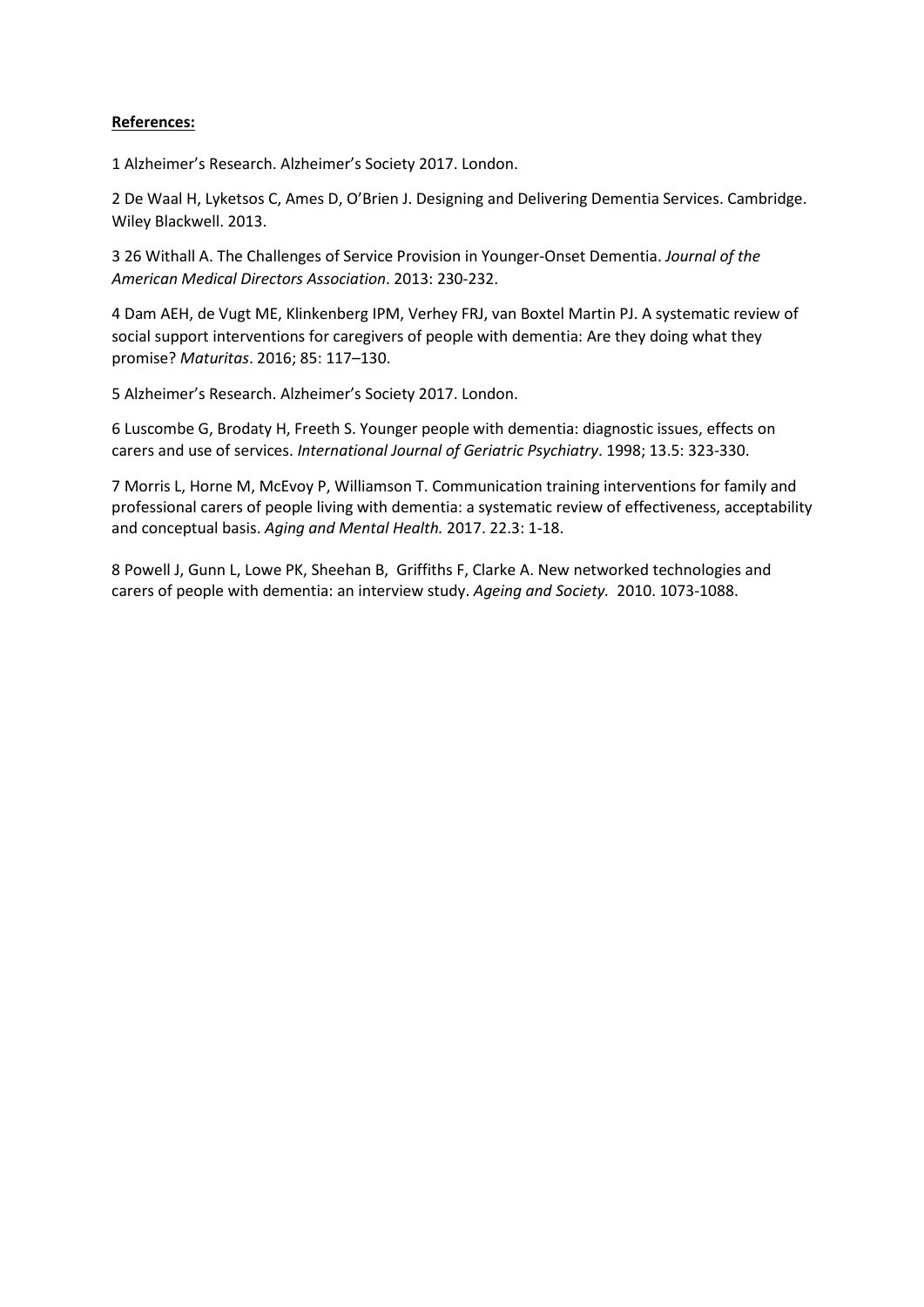**References:**

1 Alzheimer's Research. Alzheimer's Society 2017. London.

2 De Waal H, Lyketsos C, Ames D, O'Brien J. Designing and Delivering Dementia Services. Cambridge. Wiley Blackwell. 2013.

3 26 Withall A. The Challenges of Service Provision in Younger-Onset Dementia. *Journal of the American Medical Directors Association*. 2013: 230-232.

4 Dam AEH, de Vugt ME, Klinkenberg IPM, Verhey FRJ, van Boxtel Martin PJ. A systematic review of social support interventions for caregivers of people with dementia: Are they doing what they promise? *Maturitas*. 2016; 85: 117–130.

5 Alzheimer's Research. Alzheimer's Society 2017. London.

6 Luscombe G, Brodaty H, Freeth S. Younger people with dementia: diagnostic issues, effects on carers and use of services. *International Journal of Geriatric Psychiatry*. 1998; 13.5: 323-330.

7 Morris L, Horne M, McEvoy P, Williamson T. Communication training interventions for family and professional carers of people living with dementia: a systematic review of effectiveness, acceptability and conceptual basis. *Aging and Mental Health.* 2017. 22.3: 1-18.

8 Powell J, Gunn L, Lowe PK, Sheehan B, Griffiths F, Clarke A. New networked technologies and carers of people with dementia: an interview study. *Ageing and Society.* 2010. 1073-1088.